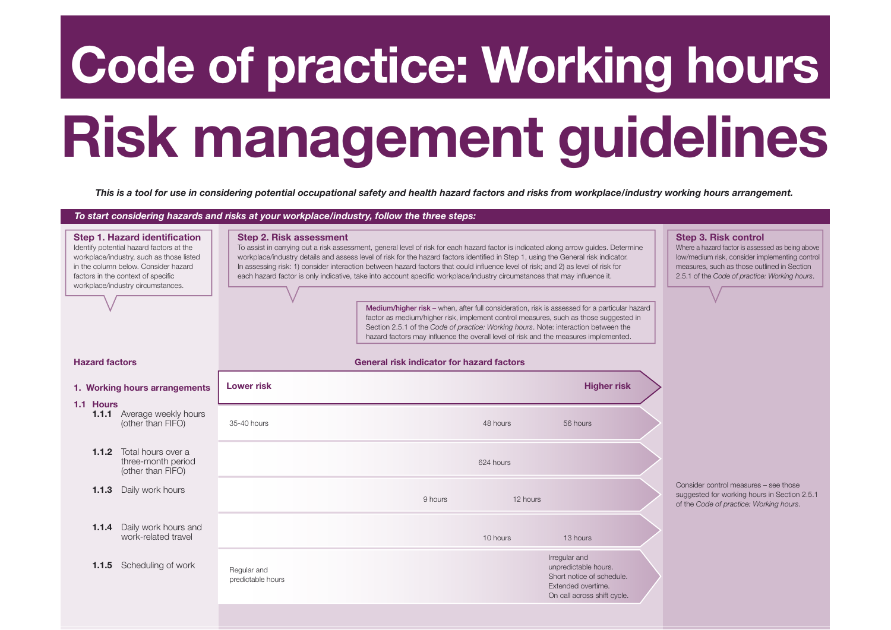# Code of practice: Working hours

# Risk management guidelines

***This is a tool for use in considering potential occupational safety and health hazard factors and risks from workplace/industry working hours arrangement.***

***To start considering hazards and risks at your workplace/industry, follow the three steps:***

### Step 1. Hazard identification

Identify potential hazard factors at the workplace/industry, such as those listed in the column below. Consider hazard factors in the context of specific workplace/industry circumstances.

### Step 2. Risk assessment

To assist in carrying out a risk assessment, general level of risk for each hazard factor is indicated along arrow guides. Determine workplace/industry details and assess level of risk for the hazard factors identified in Step 1, using the General risk indicator. In assessing risk: 1) consider interaction between hazard factors that could influence level of risk; and 2) as level of risk for each hazard factor is only indicative, take into account specific workplace/industry circumstances that may influence it.

### Step 3. Risk control

Where a hazard factor is assessed as being above low/medium risk, consider implementing control measures, such as those outlined in Section 2.5.1 of the *Code of practice: Working hours*.

**Medium/higher risk** – when, after full consideration, risk is assessed for a particular hazard factor as medium/higher risk, implement control measures, such as those suggested in Section 2.5.1 of the *Code of practice: Working hours*. Note: interaction between the hazard factors may influence the overall level of risk and the measures implemented.

| Hazard factors | General risk indicator for hazard factors (Lower risk → Higher risk) | | | |
|---|---|---|---|---|
| **1. Working hours arrangements** | **Lower risk** | | **Higher risk** | |
| **1.1 Hours** | | | | |
| **1.1.1** Average weekly hours (other than FIFO) | 35-40 hours | 48 hours | 56 hours | Consider control measures – see those suggested for working hours in Section 2.5.1 of the *Code of practice: Working hours*. |
| **1.1.2** Total hours over a three-month period (other than FIFO) | | 624 hours | | |
| **1.1.3** Daily work hours | | 9 hours | 12 hours | |
| **1.1.4** Daily work hours and work-related travel | | 10 hours | 13 hours | |
| **1.1.5** Scheduling of work | Regular and predictable hours | | Irregular and unpredictable hours. Short notice of schedule. Extended overtime. On call across shift cycle. | |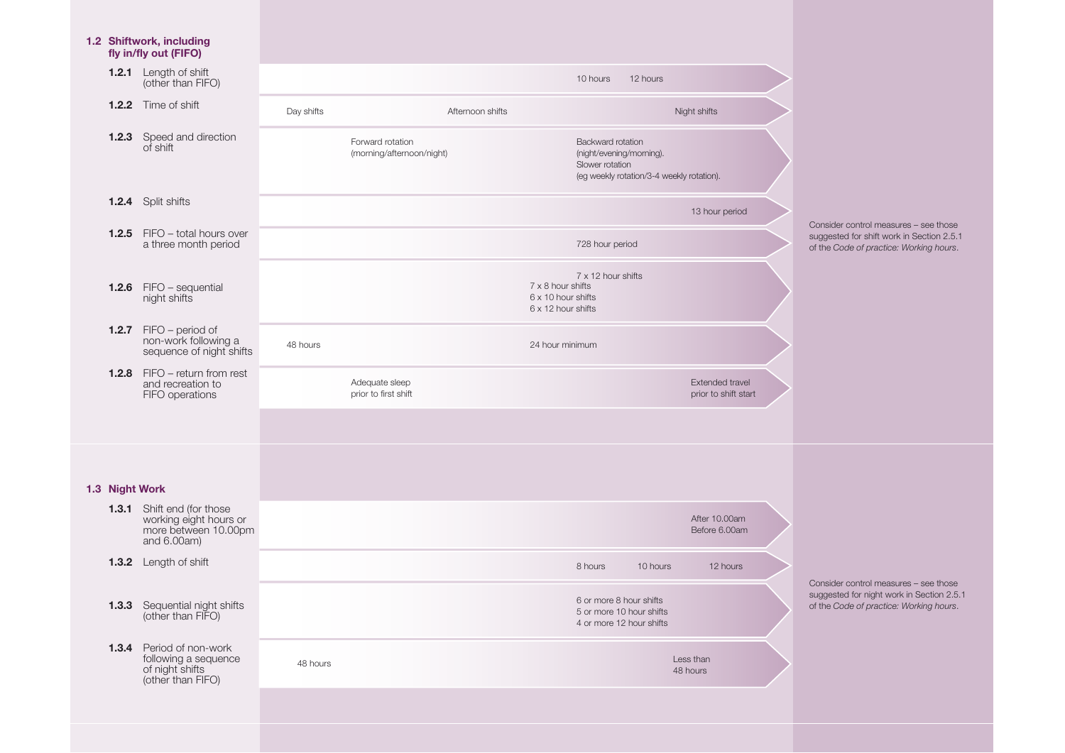## 1.2 Shiftwork, including fly in/fly out (FIFO)

| Factor | Lower risk → Higher risk | Control measures |
| --- | --- | --- |
| **1.2.1** Length of shift (other than FIFO) | 10 hours; 12 hours | Consider control measures – see those suggested for shift work in Section 2.5.1 of the *Code of practice: Working hours*. |
| **1.2.2** Time of shift | Day shifts; Afternoon shifts; Night shifts | |
| **1.2.3** Speed and direction of shift | Forward rotation (morning/afternoon/night); Backward rotation (night/evening/morning). Slower rotation (eg weekly rotation/3-4 weekly rotation). | |
| **1.2.4** Split shifts | 13 hour period | |
| **1.2.5** FIFO – total hours over a three month period | 728 hour period | |
| **1.2.6** FIFO – sequential night shifts | 7 x 12 hour shifts; 7 x 8 hour shifts; 6 x 10 hour shifts; 6 x 12 hour shifts | |
| **1.2.7** FIFO – period of non-work following a sequence of night shifts | 48 hours; 24 hour minimum | |
| **1.2.8** FIFO – return from rest and recreation to FIFO operations | Adequate sleep prior to first shift; Extended travel prior to shift start | |

## 1.3 Night Work

| Factor | Lower risk → Higher risk | Control measures |
| --- | --- | --- |
| **1.3.1** Shift end (for those working eight hours or more between 10.00pm and 6.00am) | After 10.00am; Before 6.00am | Consider control measures – see those suggested for night work in Section 2.5.1 of the *Code of practice: Working hours*. |
| **1.3.2** Length of shift | 8 hours; 10 hours; 12 hours | |
| **1.3.3** Sequential night shifts (other than FIFO) | 6 or more 8 hour shifts; 5 or more 10 hour shifts; 4 or more 12 hour shifts | |
| **1.3.4** Period of non-work following a sequence of night shifts (other than FIFO) | 48 hours; Less than 48 hours | |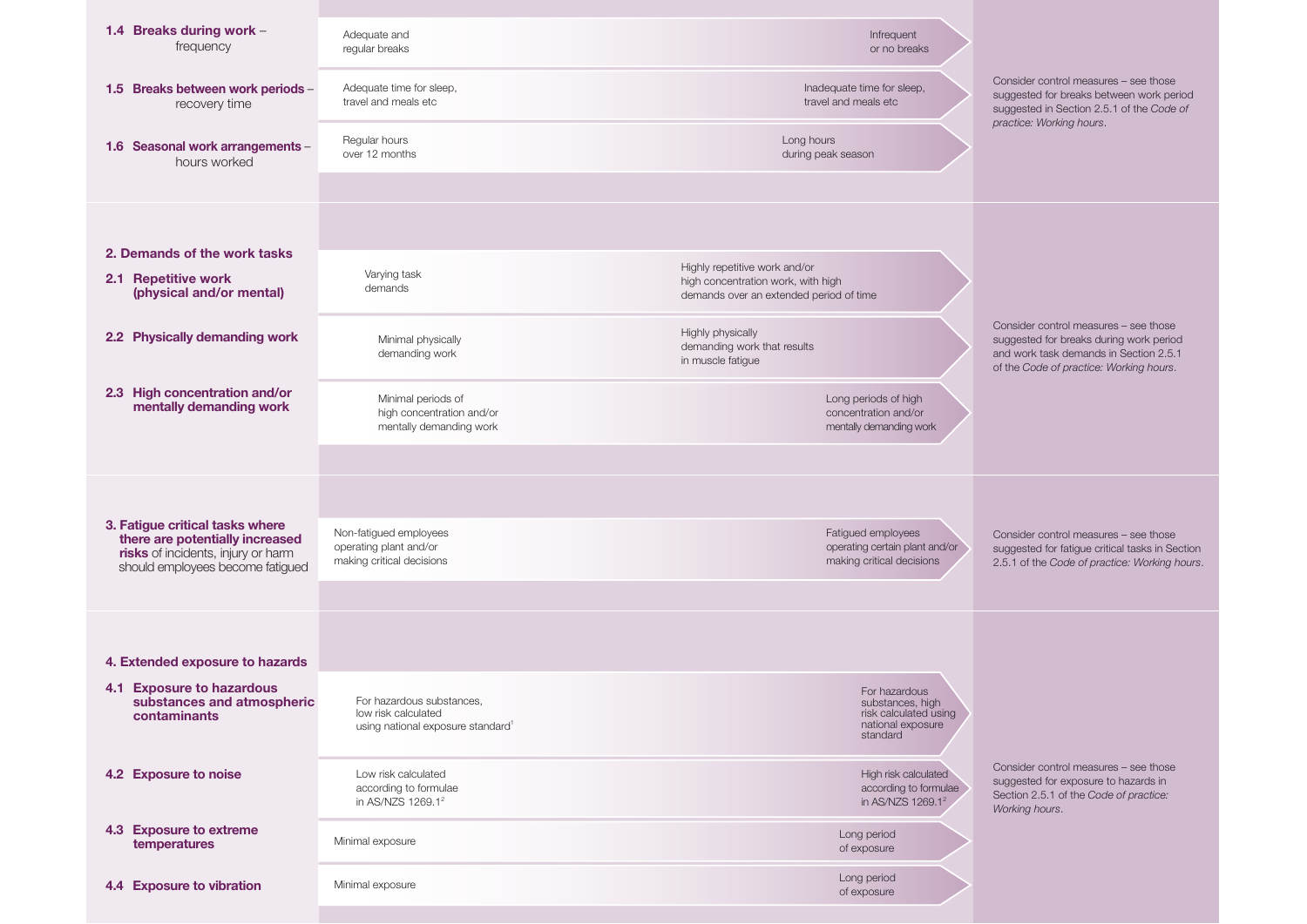| Factor | Lower risk | Higher risk | Control measures |
|---|---|---|---|
| **1.4 Breaks during work** – frequency | Adequate and regular breaks | Infrequent or no breaks | Consider control measures – see those suggested for breaks between work period suggested in Section 2.5.1 of the *Code of practice: Working hours*. |
| **1.5 Breaks between work periods** – recovery time | Adequate time for sleep, travel and meals etc | Inadequate time for sleep, travel and meals etc | |
| **1.6 Seasonal work arrangements** – hours worked | Regular hours over 12 months | Long hours during peak season | |
| **2. Demands of the work tasks** | | | |
| **2.1 Repetitive work (physical and/or mental)** | Varying task demands | Highly repetitive work and/or high concentration work, with high demands over an extended period of time | Consider control measures – see those suggested for breaks during work period and work task demands in Section 2.5.1 of the *Code of practice: Working hours*. |
| **2.2 Physically demanding work** | Minimal physically demanding work | Highly physically demanding work that results in muscle fatigue | |
| **2.3 High concentration and/or mentally demanding work** | Minimal periods of high concentration and/or mentally demanding work | Long periods of high concentration and/or mentally demanding work | |
| **3. Fatigue critical tasks where there are potentially increased risks** of incidents, injury or harm should employees become fatigued | Non-fatigued employees operating plant and/or making critical decisions | Fatigued employees operating certain plant and/or making critical decisions | Consider control measures – see those suggested for fatigue critical tasks in Section 2.5.1 of the *Code of practice: Working hours*. |
| **4. Extended exposure to hazards** | | | |
| **4.1 Exposure to hazardous substances and atmospheric contaminants** | For hazardous substances, low risk calculated using national exposure standard[1] | For hazardous substances, high risk calculated using national exposure standard | Consider control measures – see those suggested for exposure to hazards in Section 2.5.1 of the *Code of practice: Working hours*. |
| **4.2 Exposure to noise** | Low risk calculated according to formulae in AS/NZS 1269.1[2] | High risk calculated according to formulae in AS/NZS 1269.1[2] | |
| **4.3 Exposure to extreme temperatures** | Minimal exposure | Long period of exposure | |
| **4.4 Exposure to vibration** | Minimal exposure | Long period of exposure | |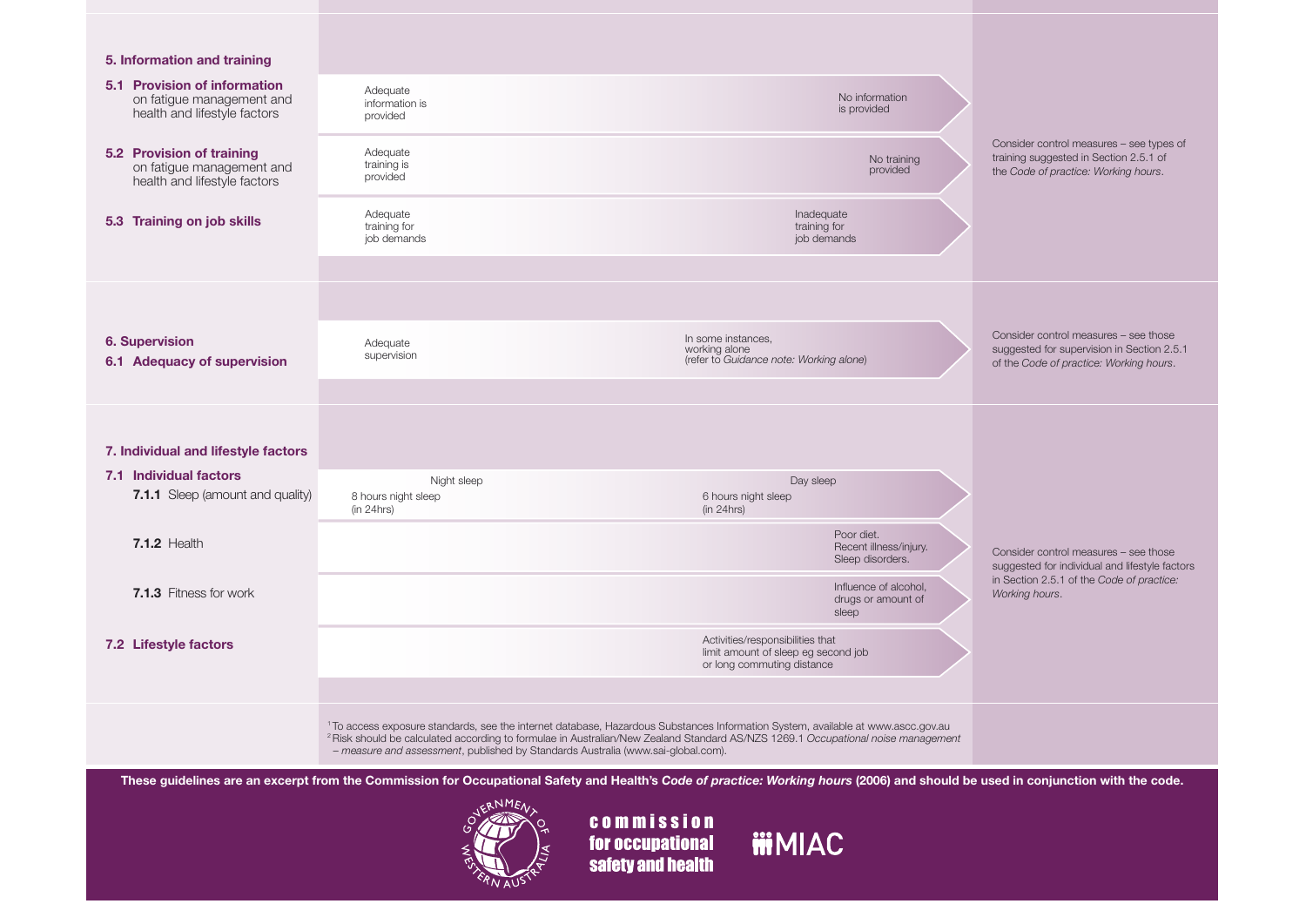| | | | |
|---|---|---|---|
| **5. Information and training** | | | |
| **5.1 Provision of information** on fatigue management and health and lifestyle factors | Adequate information is provided | No information is provided | Consider control measures – see types of training suggested in Section 2.5.1 of the *Code of practice: Working hours*. |
| **5.2 Provision of training** on fatigue management and health and lifestyle factors | Adequate training is provided | No training provided | |
| **5.3 Training on job skills** | Adequate training for job demands | Inadequate training for job demands | |
| **6. Supervision** | | | |
| **6.1 Adequacy of supervision** | Adequate supervision | In some instances, working alone (refer to *Guidance note: Working alone*) | Consider control measures – see those suggested for supervision in Section 2.5.1 of the *Code of practice: Working hours*. |
| **7. Individual and lifestyle factors** | | | |
| **7.1 Individual factors** | | | |
| **7.1.1** Sleep (amount and quality) | Night sleep<br>8 hours night sleep (in 24hrs) | Day sleep<br>6 hours night sleep (in 24hrs) | Consider control measures – see those suggested for individual and lifestyle factors in Section 2.5.1 of the *Code of practice: Working hours*. |
| **7.1.2** Health | | Poor diet. Recent illness/injury. Sleep disorders. | |
| **7.1.3** Fitness for work | | Influence of alcohol, drugs or amount of sleep | |
| **7.2 Lifestyle factors** | | Activities/responsibilities that limit amount of sleep eg second job or long commuting distance | |

[1] To access exposure standards, see the internet database, Hazardous Substances Information System, available at www.ascc.gov.au
[2] Risk should be calculated according to formulae in Australian/New Zealand Standard AS/NZS 1269.1 *Occupational noise management – measure and assessment*, published by Standards Australia (www.sai-global.com).

**These guidelines are an excerpt from the Commission for Occupational Safety and Health's *Code of practice: Working hours* (2006) and should be used in conjunction with the code.**

Government of Western Australia

commission for occupational safety and health

MIAC